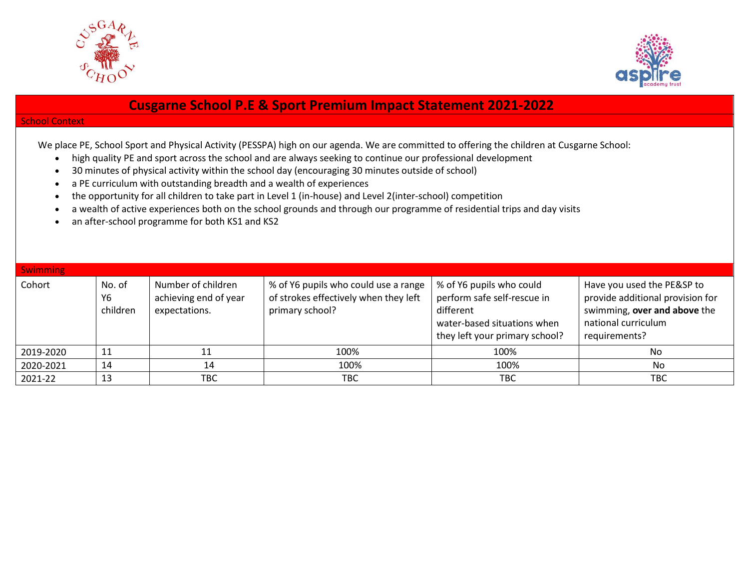# Cusgarne School P.E & Sport Premium Impact Statement 2021-2022

## School Context

We place PE, School Sport and Physical Activity (PESSPA) high on our agenda. We are committed to offering the children at Cusgarne School:

- high quality PE and sport across the school and are always seeking to continue our professional development
- 30 minutes of physical activity within the school day (encouraging 30 minutes outside of school)
- a PE curriculum with outstanding breadth and a wealth of experiences
- the opportunity for all children to take part in Level 1 (in-house) and Level 2(inter-school) competition
- a wealth of active experiences both on the school grounds and through our programme of residential trips and day visits
- an after-school programme for both KS1 and KS2

## Swimming

| Cohort | No. of Y6 children | Number of children achieving end of year expectations. | % of Y6 pupils who could use a range of strokes effectively when they left primary school? | % of Y6 pupils who could perform safe self-rescue in different water-based situations when they left your primary school? | Have you used the PE&SP to provide additional provision for swimming, **over and above** the national curriculum requirements? |
|---|---|---|---|---|---|
| 2019-2020 | 11 | 11 | 100% | 100% | No |
| 2020-2021 | 14 | 14 | 100% | 100% | No |
| 2021-22 | 13 | TBC | TBC | TBC | TBC |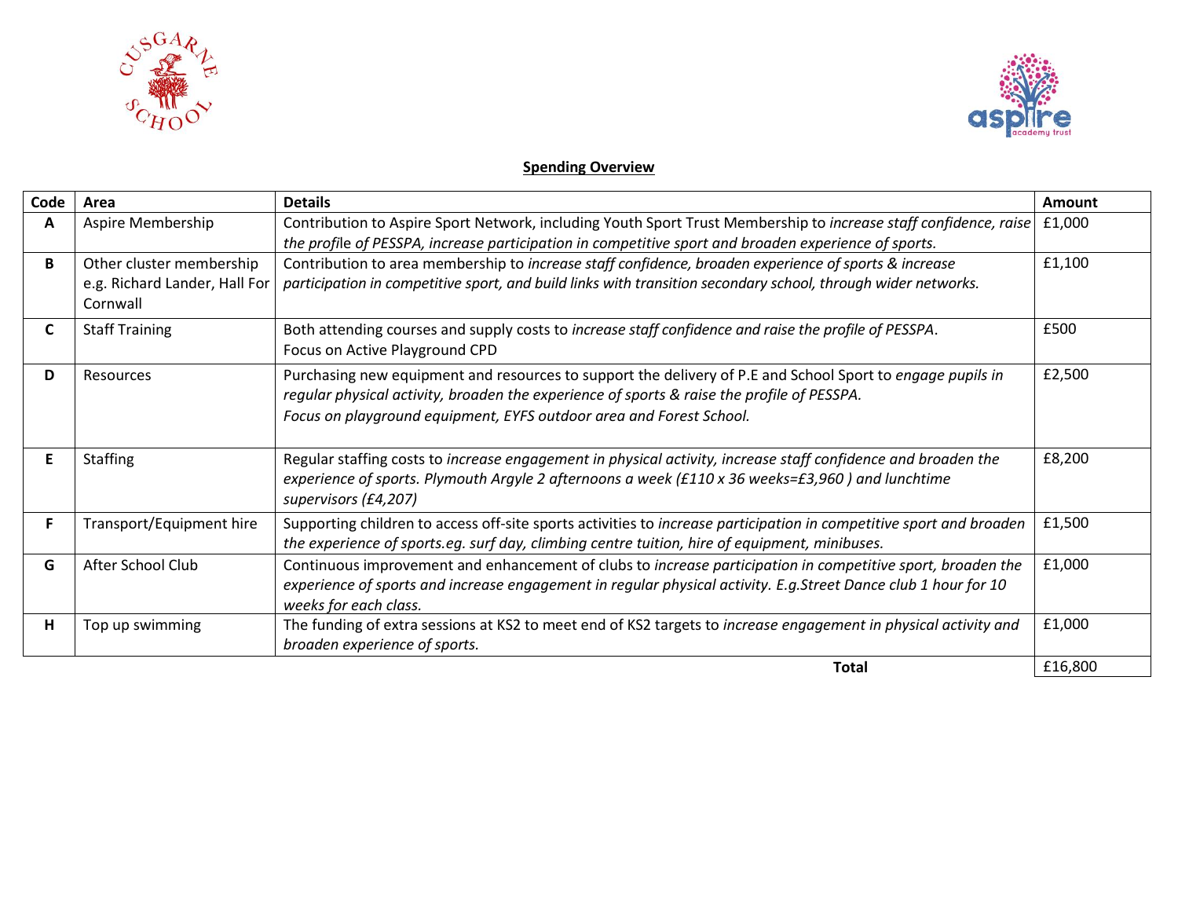**Spending Overview**

| Code | Area | Details | Amount |
|---|---|---|---|
| **A** | Aspire Membership | Contribution to Aspire Sport Network, including Youth Sport Trust Membership to *increase staff confidence, raise the profile of PESSPA, increase participation in competitive sport and broaden experience of sports.* | £1,000 |
| **B** | Other cluster membership e.g. Richard Lander, Hall For Cornwall | Contribution to area membership to *increase staff confidence, broaden experience of sports & increase participation in competitive sport, and build links with transition secondary school, through wider networks.* | £1,100 |
| **C** | Staff Training | Both attending courses and supply costs to *increase staff confidence and raise the profile of PESSPA*. Focus on Active Playground CPD | £500 |
| **D** | Resources | Purchasing new equipment and resources to support the delivery of P.E and School Sport to *engage pupils in regular physical activity, broaden the experience of sports & raise the profile of PESSPA. Focus on playground equipment, EYFS outdoor area and Forest School.* | £2,500 |
| **E** | Staffing | Regular staffing costs to *increase engagement in physical activity, increase staff confidence and broaden the experience of sports. Plymouth Argyle 2 afternoons a week (£110 x 36 weeks=£3,960 ) and lunchtime supervisors (£4,207)* | £8,200 |
| **F** | Transport/Equipment hire | Supporting children to access off-site sports activities to *increase participation in competitive sport and broaden the experience of sports.eg. surf day, climbing centre tuition, hire of equipment, minibuses.* | £1,500 |
| **G** | After School Club | Continuous improvement and enhancement of clubs to *increase participation in competitive sport, broaden the experience of sports and increase engagement in regular physical activity. E.g.Street Dance club 1 hour for 10 weeks for each class.* | £1,000 |
| **H** | Top up swimming | The funding of extra sessions at KS2 to meet end of KS2 targets to *increase engagement in physical activity and broaden experience of sports.* | £1,000 |
| | | **Total** | £16,800 |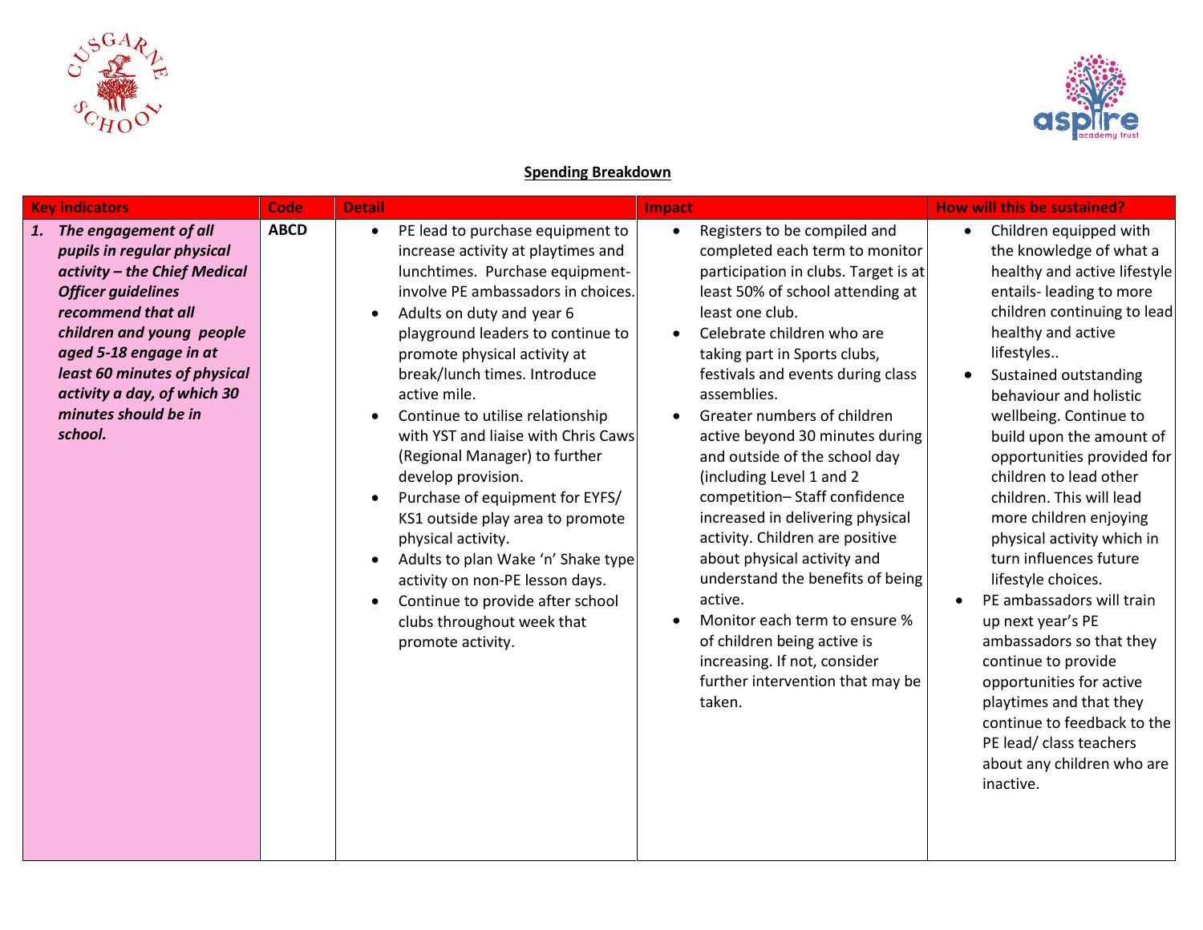## Spending Breakdown

| Key indicators | Code | Detail | Impact | How will this be sustained? |
|---|---|---|---|---|
| ***1. The engagement of all pupils in regular physical activity – the Chief Medical Officer guidelines recommend that all children and young people aged 5-18 engage in at least 60 minutes of physical activity a day, of which 30 minutes should be in school.*** | **ABCD** | • PE lead to purchase equipment to increase activity at playtimes and lunchtimes. Purchase equipment- involve PE ambassadors in choices.<br>• Adults on duty and year 6 playground leaders to continue to promote physical activity at break/lunch times. Introduce active mile.<br>• Continue to utilise relationship with YST and liaise with Chris Caws (Regional Manager) to further develop provision.<br>• Purchase of equipment for EYFS/ KS1 outside play area to promote physical activity.<br>• Adults to plan Wake 'n' Shake type activity on non-PE lesson days.<br>• Continue to provide after school clubs throughout week that promote activity. | • Registers to be compiled and completed each term to monitor participation in clubs. Target is at least 50% of school attending at least one club.<br>• Celebrate children who are taking part in Sports clubs, festivals and events during class assemblies.<br>• Greater numbers of children active beyond 30 minutes during and outside of the school day (including Level 1 and 2 competition– Staff confidence increased in delivering physical activity. Children are positive about physical activity and understand the benefits of being active.<br>• Monitor each term to ensure % of children being active is increasing. If not, consider further intervention that may be taken. | • Children equipped with the knowledge of what a healthy and active lifestyle entails- leading to more children continuing to lead healthy and active lifestyles..<br>• Sustained outstanding behaviour and holistic wellbeing. Continue to build upon the amount of opportunities provided for children to lead other children. This will lead more children enjoying physical activity which in turn influences future lifestyle choices.<br>• PE ambassadors will train up next year's PE ambassadors so that they continue to provide opportunities for active playtimes and that they continue to feedback to the PE lead/ class teachers about any children who are inactive. |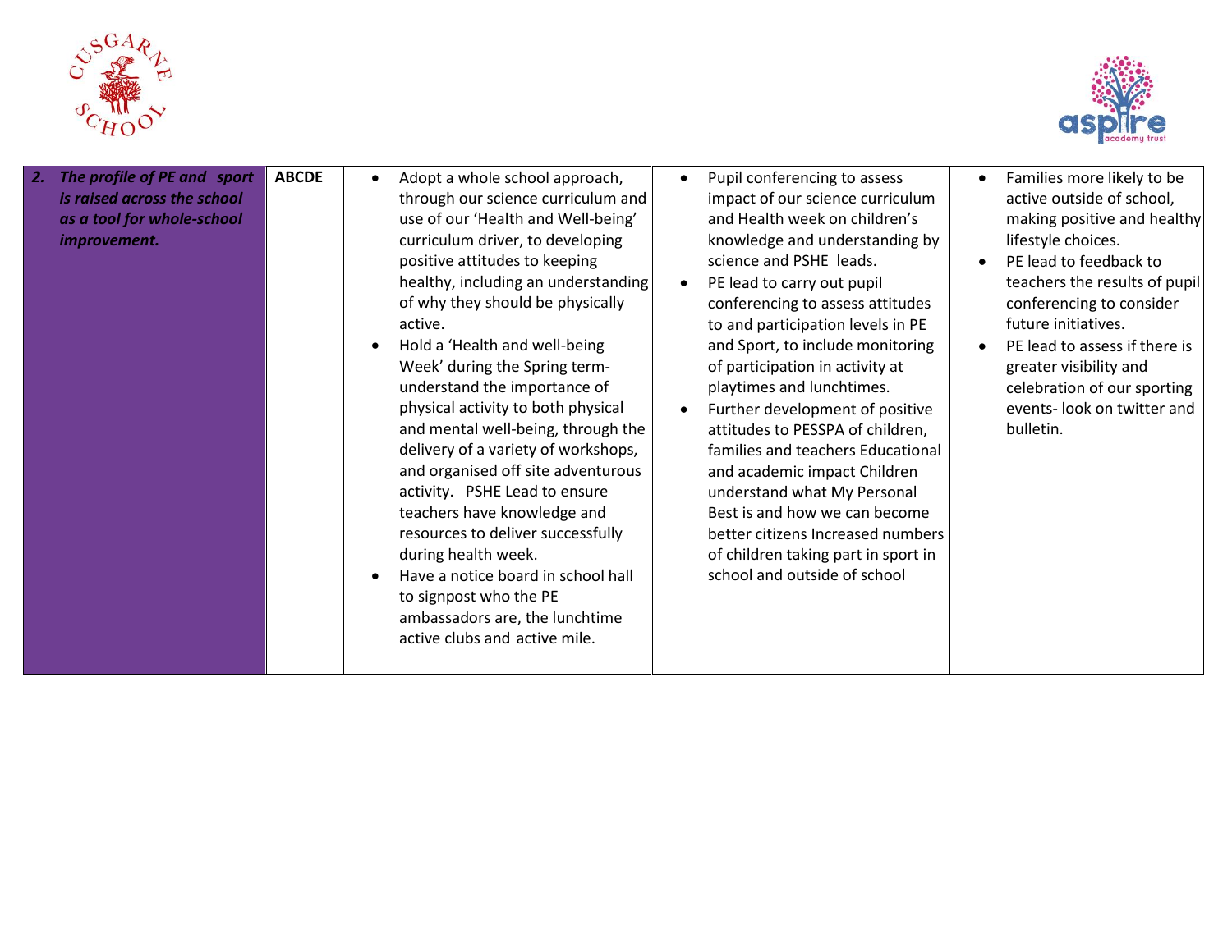| | | | | |
|---|---|---|---|---|
| ***2. The profile of PE and sport is raised across the school as a tool for whole-school improvement.*** | **ABCDE** | • Adopt a whole school approach, through our science curriculum and use of our 'Health and Well-being' curriculum driver, to developing positive attitudes to keeping healthy, including an understanding of why they should be physically active.<br>• Hold a 'Health and well-being Week' during the Spring term- understand the importance of physical activity to both physical and mental well-being, through the delivery of a variety of workshops, and organised off site adventurous activity. PSHE Lead to ensure teachers have knowledge and resources to deliver successfully during health week.<br>• Have a notice board in school hall to signpost who the PE ambassadors are, the lunchtime active clubs and active mile. | • Pupil conferencing to assess impact of our science curriculum and Health week on children's knowledge and understanding by science and PSHE leads.<br>• PE lead to carry out pupil conferencing to assess attitudes to and participation levels in PE and Sport, to include monitoring of participation in activity at playtimes and lunchtimes.<br>• Further development of positive attitudes to PESSPA of children, families and teachers Educational and academic impact Children understand what My Personal Best is and how we can become better citizens Increased numbers of children taking part in sport in school and outside of school | • Families more likely to be active outside of school, making positive and healthy lifestyle choices.<br>• PE lead to feedback to teachers the results of pupil conferencing to consider future initiatives.<br>• PE lead to assess if there is greater visibility and celebration of our sporting events- look on twitter and bulletin. |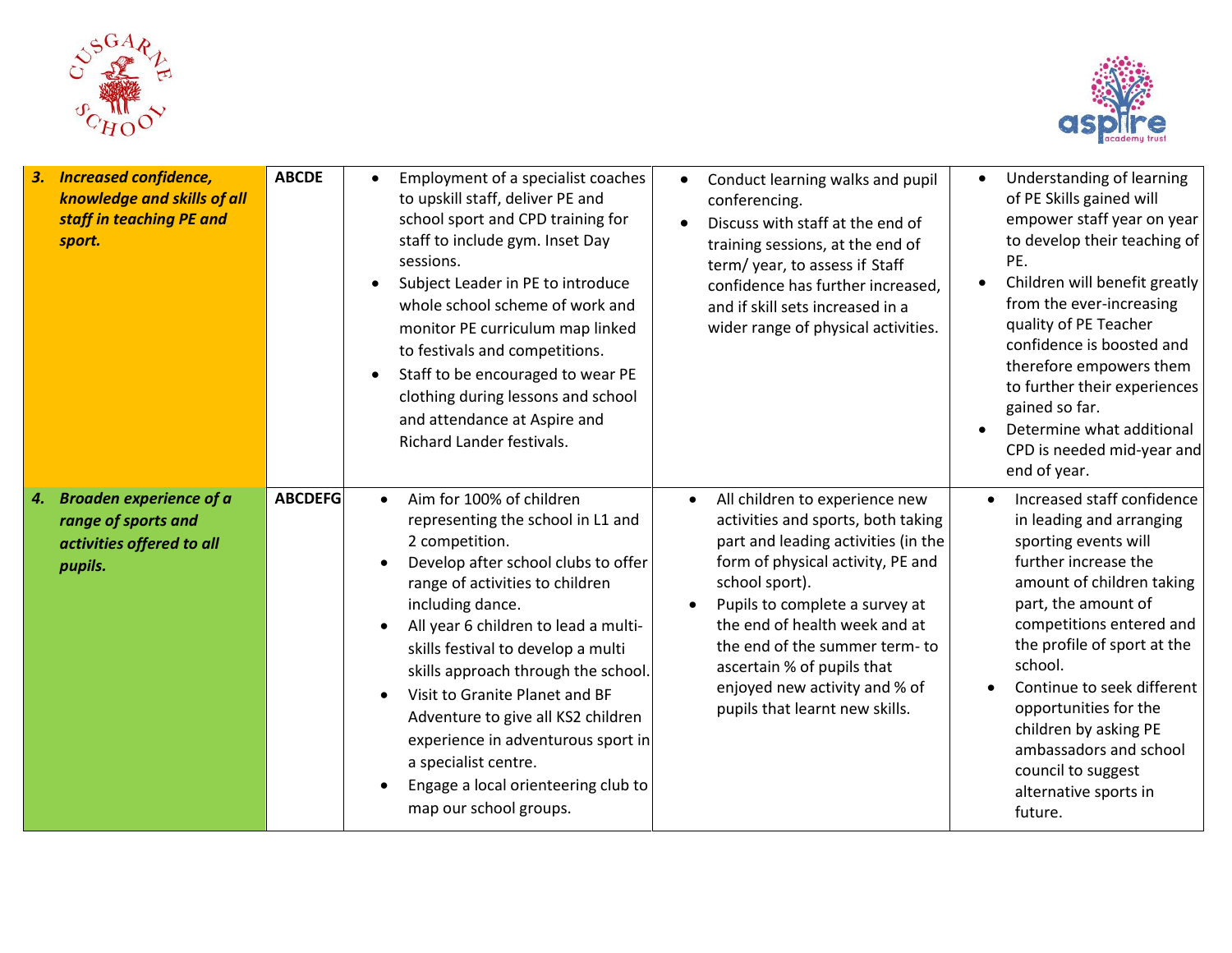| | | | | |
|---|---|---|---|---|
| ***3. Increased confidence, knowledge and skills of all staff in teaching PE and sport.*** | **ABCDE** | • Employment of a specialist coaches to upskill staff, deliver PE and school sport and CPD training for staff to include gym. Inset Day sessions.<br>• Subject Leader in PE to introduce whole school scheme of work and monitor PE curriculum map linked to festivals and competitions.<br>• Staff to be encouraged to wear PE clothing during lessons and school and attendance at Aspire and Richard Lander festivals. | • Conduct learning walks and pupil conferencing.<br>• Discuss with staff at the end of training sessions, at the end of term/ year, to assess if Staff confidence has further increased, and if skill sets increased in a wider range of physical activities. | • Understanding of learning of PE Skills gained will empower staff year on year to develop their teaching of PE.<br>• Children will benefit greatly from the ever-increasing quality of PE Teacher confidence is boosted and therefore empowers them to further their experiences gained so far.<br>• Determine what additional CPD is needed mid-year and end of year. |
| ***4. Broaden experience of a range of sports and activities offered to all pupils.*** | **ABCDEFG** | • Aim for 100% of children representing the school in L1 and 2 competition.<br>• Develop after school clubs to offer range of activities to children including dance.<br>• All year 6 children to lead a multi-skills festival to develop a multi skills approach through the school.<br>• Visit to Granite Planet and BF Adventure to give all KS2 children experience in adventurous sport in a specialist centre.<br>• Engage a local orienteering club to map our school groups. | • All children to experience new activities and sports, both taking part and leading activities (in the form of physical activity, PE and school sport).<br>• Pupils to complete a survey at the end of health week and at the end of the summer term- to ascertain % of pupils that enjoyed new activity and % of pupils that learnt new skills. | • Increased staff confidence in leading and arranging sporting events will further increase the amount of children taking part, the amount of competitions entered and the profile of sport at the school.<br>• Continue to seek different opportunities for the children by asking PE ambassadors and school council to suggest alternative sports in future. |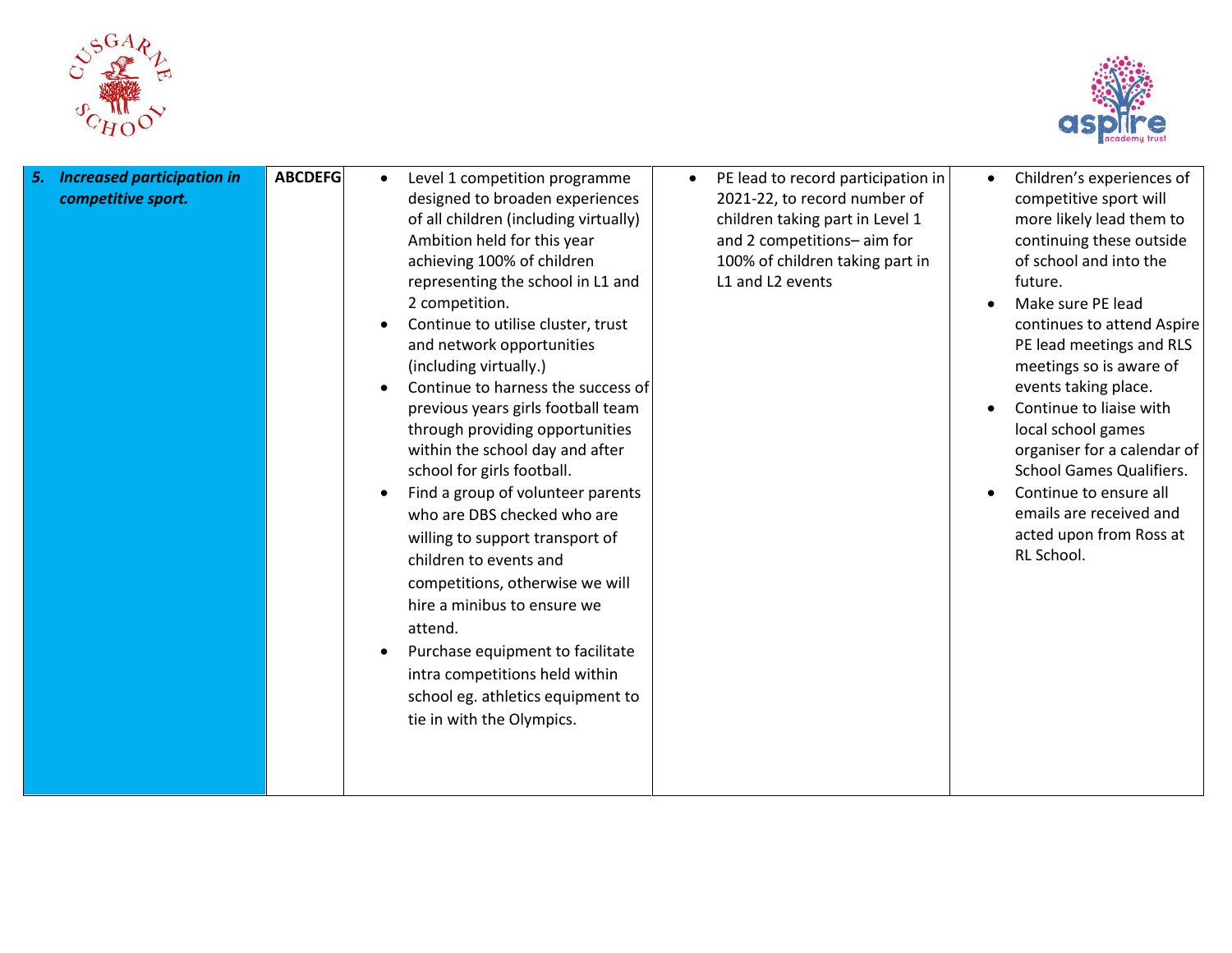| | | | | |
|---|---|---|---|---|
| ***5. Increased participation in competitive sport.*** | **ABCDEFG** | • Level 1 competition programme designed to broaden experiences of all children (including virtually) Ambition held for this year achieving 100% of children representing the school in L1 and 2 competition.<br>• Continue to utilise cluster, trust and network opportunities (including virtually.)<br>• Continue to harness the success of previous years girls football team through providing opportunities within the school day and after school for girls football.<br>• Find a group of volunteer parents who are DBS checked who are willing to support transport of children to events and competitions, otherwise we will hire a minibus to ensure we attend.<br>• Purchase equipment to facilitate intra competitions held within school eg. athletics equipment to tie in with the Olympics. | • PE lead to record participation in 2021-22, to record number of children taking part in Level 1 and 2 competitions– aim for 100% of children taking part in L1 and L2 events | • Children's experiences of competitive sport will more likely lead them to continuing these outside of school and into the future.<br>• Make sure PE lead continues to attend Aspire PE lead meetings and RLS meetings so is aware of events taking place.<br>• Continue to liaise with local school games organiser for a calendar of School Games Qualifiers.<br>• Continue to ensure all emails are received and acted upon from Ross at RL School. |